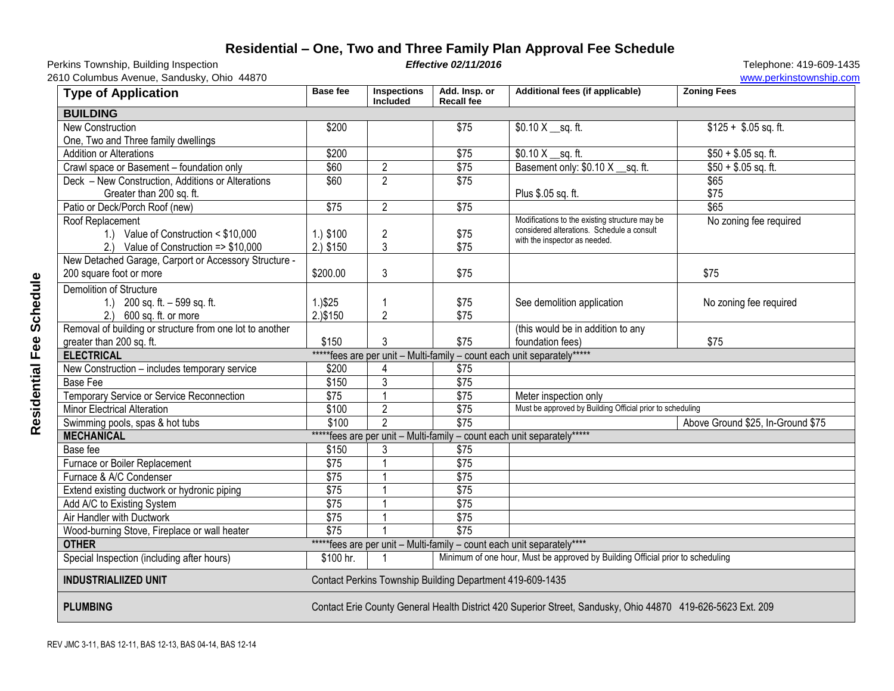# Residential – One, Two and Three Family Plan Approval Fee Schedule

Perkins Township, Building Inspection | ***Effective 02/11/2016*** | Telephone: 419-609-1435
2610 Columbus Avenue, Sandusky, Ohio 44870 | www.perkinstownship.com

| Type of Application | Base fee | Inspections Included | Add. Insp. or Recall fee | Additional fees (if applicable) | Zoning Fees |
|---|---|---|---|---|---|
| **BUILDING** | | | | | |
| New Construction One, Two and Three family dwellings | $200 | | $75 | $0.10 X __sq. ft. | $125 + $.05 sq. ft. |
| Addition or Alterations | $200 | | $75 | $0.10 X __sq. ft. | $50 + $.05 sq. ft. |
| Crawl space or Basement – foundation only | $60 | 2 | $75 | Basement only: $0.10 X __sq. ft. | $50 + $.05 sq. ft. |
| Deck – New Construction, Additions or Alterations | $60 | 2 | $75 | | $65 |
| Greater than 200 sq. ft. | | | | Plus $.05 sq. ft. | $75 |
| Patio or Deck/Porch Roof (new) | $75 | 2 | $75 | | $65 |
| Roof Replacement<br>1.) Value of Construction < $10,000<br>2.) Value of Construction => $10,000 | 1.) $100<br>2.) $150 | 2<br>3 | $75<br>$75 | Modifications to the existing structure may be considered alterations. Schedule a consult with the inspector as needed. | No zoning fee required |
| New Detached Garage, Carport or Accessory Structure - 200 square foot or more | $200.00 | 3 | $75 | | $75 |
| Demolition of Structure<br>1.) 200 sq. ft. – 599 sq. ft.<br>2.) 600 sq. ft. or more | 1.)$25<br>2.)$150 | 1<br>2 | $75<br>$75 | See demolition application | No zoning fee required |
| Removal of building or structure from one lot to another greater than 200 sq. ft. | $150 | 3 | $75 | (this would be in addition to any foundation fees) | $75 |
| **ELECTRICAL** | *****fees are per unit – Multi-family – count each unit separately***** | | | | |
| New Construction – includes temporary service | $200 | 4 | $75 | | |
| Base Fee | $150 | 3 | $75 | | |
| Temporary Service or Service Reconnection | $75 | 1 | $75 | Meter inspection only | |
| Minor Electrical Alteration | $100 | 2 | $75 | Must be approved by Building Official prior to scheduling | |
| Swimming pools, spas & hot tubs | $100 | 2 | $75 | | Above Ground $25, In-Ground $75 |
| **MECHANICAL** | *****fees are per unit – Multi-family – count each unit separately***** | | | | |
| Base fee | $150 | 3 | $75 | | |
| Furnace or Boiler Replacement | $75 | 1 | $75 | | |
| Furnace & A/C Condenser | $75 | 1 | $75 | | |
| Extend existing ductwork or hydronic piping | $75 | 1 | $75 | | |
| Add A/C to Existing System | $75 | 1 | $75 | | |
| Air Handler with Ductwork | $75 | 1 | $75 | | |
| Wood-burning Stove, Fireplace or wall heater | $75 | 1 | $75 | | |
| **OTHER** | *****fees are per unit – Multi-family – count each unit separately**** | | | | |
| Special Inspection (including after hours) | $100 hr. | 1 | Minimum of one hour, Must be approved by Building Official prior to scheduling | | |
| **INDUSTRIALIIZED UNIT** | Contact Perkins Township Building Department 419-609-1435 | | | | |
| **PLUMBING** | Contact Erie County General Health District 420 Superior Street, Sandusky, Ohio 44870 419-626-5623 Ext. 209 | | | | |

REV JMC 3-11, BAS 12-11, BAS 12-13, BAS 04-14, BAS 12-14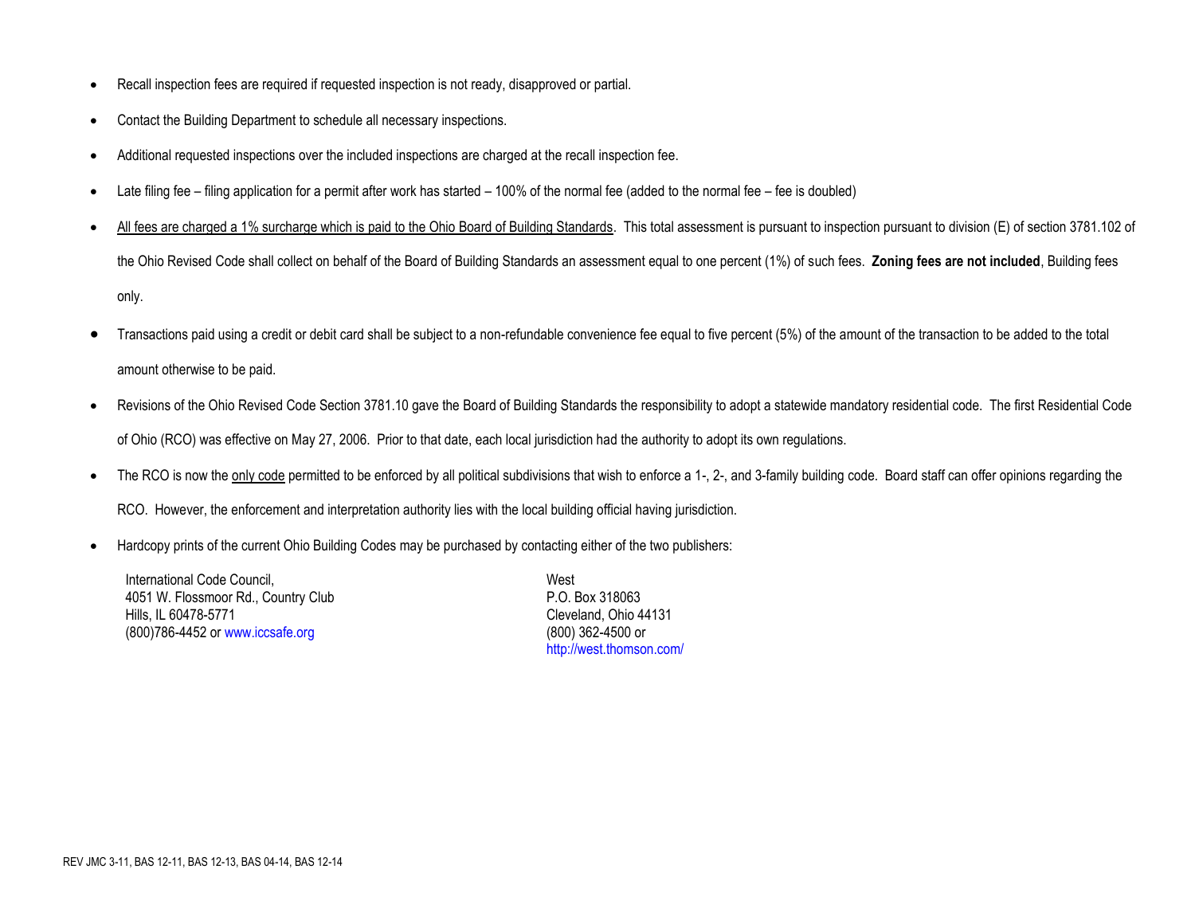- Recall inspection fees are required if requested inspection is not ready, disapproved or partial.
- Contact the Building Department to schedule all necessary inspections.
- Additional requested inspections over the included inspections are charged at the recall inspection fee.
- Late filing fee – filing application for a permit after work has started – 100% of the normal fee (added to the normal fee – fee is doubled)
- <u>All fees are charged a 1% surcharge which is paid to the Ohio Board of Building Standards</u>. This total assessment is pursuant to inspection pursuant to division (E) of section 3781.102 of the Ohio Revised Code shall collect on behalf of the Board of Building Standards an assessment equal to one percent (1%) of such fees. **Zoning fees are not included**, Building fees only.
- Transactions paid using a credit or debit card shall be subject to a non-refundable convenience fee equal to five percent (5%) of the amount of the transaction to be added to the total amount otherwise to be paid.
- Revisions of the Ohio Revised Code Section 3781.10 gave the Board of Building Standards the responsibility to adopt a statewide mandatory residential code. The first Residential Code of Ohio (RCO) was effective on May 27, 2006. Prior to that date, each local jurisdiction had the authority to adopt its own regulations.
- The RCO is now the <u>only code</u> permitted to be enforced by all political subdivisions that wish to enforce a 1-, 2-, and 3-family building code. Board staff can offer opinions regarding the RCO. However, the enforcement and interpretation authority lies with the local building official having jurisdiction.
- Hardcopy prints of the current Ohio Building Codes may be purchased by contacting either of the two publishers:

International Code Council,
4051 W. Flossmoor Rd., Country Club
Hills, IL 60478-5771
(800)786-4452 or www.iccsafe.org

West
P.O. Box 318063
Cleveland, Ohio 44131
(800) 362-4500 or
http://west.thomson.com/

REV JMC 3-11, BAS 12-11, BAS 12-13, BAS 04-14, BAS 12-14